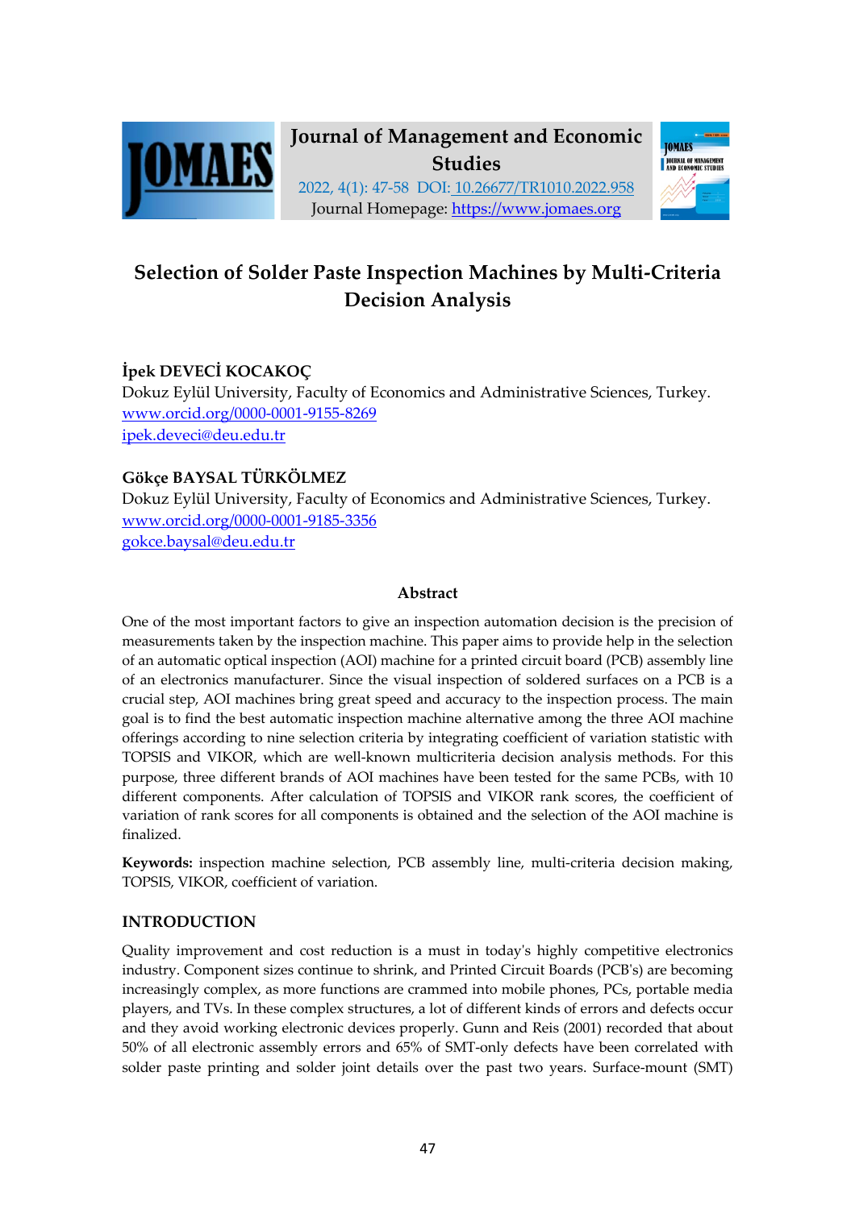Journal of Management and Economic Studies

2022, 4(1): 47-58 DOI: 10.26677/TR1010.2022.958

Journal Homepage: https://www.jomaes.org

# Selection of Solder Paste Inspection Machines by Multi-Criteria Decision Analysis

**İpek DEVECİ KOCAKOÇ**

Dokuz Eylül University, Faculty of Economics and Administrative Sciences, Turkey.

www.orcid.org/0000-0001-9155-8269

ipek.deveci@deu.edu.tr

**Gökçe BAYSAL TÜRKÖLMEZ**

Dokuz Eylül University, Faculty of Economics and Administrative Sciences, Turkey.

www.orcid.org/0000-0001-9185-3356

gokce.baysal@deu.edu.tr

## Abstract

One of the most important factors to give an inspection automation decision is the precision of measurements taken by the inspection machine. This paper aims to provide help in the selection of an automatic optical inspection (AOI) machine for a printed circuit board (PCB) assembly line of an electronics manufacturer. Since the visual inspection of soldered surfaces on a PCB is a crucial step, AOI machines bring great speed and accuracy to the inspection process. The main goal is to find the best automatic inspection machine alternative among the three AOI machine offerings according to nine selection criteria by integrating coefficient of variation statistic with TOPSIS and VIKOR, which are well-known multicriteria decision analysis methods. For this purpose, three different brands of AOI machines have been tested for the same PCBs, with 10 different components. After calculation of TOPSIS and VIKOR rank scores, the coefficient of variation of rank scores for all components is obtained and the selection of the AOI machine is finalized.

**Keywords:** inspection machine selection, PCB assembly line, multi-criteria decision making, TOPSIS, VIKOR, coefficient of variation.

## INTRODUCTION

Quality improvement and cost reduction is a must in today's highly competitive electronics industry. Component sizes continue to shrink, and Printed Circuit Boards (PCB's) are becoming increasingly complex, as more functions are crammed into mobile phones, PCs, portable media players, and TVs. In these complex structures, a lot of different kinds of errors and defects occur and they avoid working electronic devices properly. Gunn and Reis (2001) recorded that about 50% of all electronic assembly errors and 65% of SMT-only defects have been correlated with solder paste printing and solder joint details over the past two years. Surface-mount (SMT)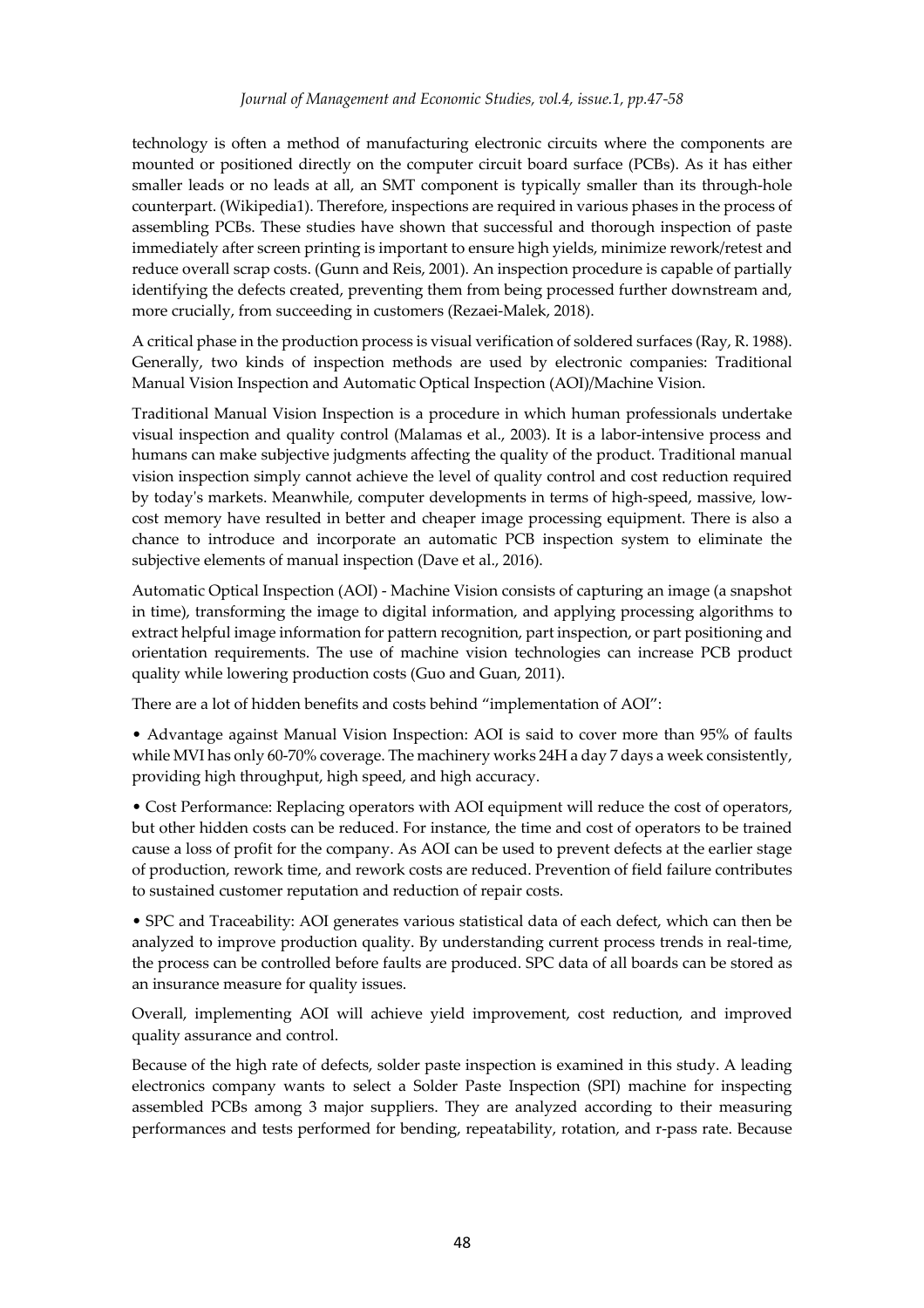technology is often a method of manufacturing electronic circuits where the components are mounted or positioned directly on the computer circuit board surface (PCBs). As it has either smaller leads or no leads at all, an SMT component is typically smaller than its through-hole counterpart. (Wikipedia1). Therefore, inspections are required in various phases in the process of assembling PCBs. These studies have shown that successful and thorough inspection of paste immediately after screen printing is important to ensure high yields, minimize rework/retest and reduce overall scrap costs. (Gunn and Reis, 2001). An inspection procedure is capable of partially identifying the defects created, preventing them from being processed further downstream and, more crucially, from succeeding in customers (Rezaei-Malek, 2018).

A critical phase in the production process is visual verification of soldered surfaces (Ray, R. 1988). Generally, two kinds of inspection methods are used by electronic companies: Traditional Manual Vision Inspection and Automatic Optical Inspection (AOI)/Machine Vision.

Traditional Manual Vision Inspection is a procedure in which human professionals undertake visual inspection and quality control (Malamas et al., 2003). It is a labor-intensive process and humans can make subjective judgments affecting the quality of the product. Traditional manual vision inspection simply cannot achieve the level of quality control and cost reduction required by today's markets. Meanwhile, computer developments in terms of high-speed, massive, low-cost memory have resulted in better and cheaper image processing equipment. There is also a chance to introduce and incorporate an automatic PCB inspection system to eliminate the subjective elements of manual inspection (Dave et al., 2016).

Automatic Optical Inspection (AOI) - Machine Vision consists of capturing an image (a snapshot in time), transforming the image to digital information, and applying processing algorithms to extract helpful image information for pattern recognition, part inspection, or part positioning and orientation requirements. The use of machine vision technologies can increase PCB product quality while lowering production costs (Guo and Guan, 2011).

There are a lot of hidden benefits and costs behind "implementation of AOI":

- Advantage against Manual Vision Inspection: AOI is said to cover more than 95% of faults while MVI has only 60-70% coverage. The machinery works 24H a day 7 days a week consistently, providing high throughput, high speed, and high accuracy.
- Cost Performance: Replacing operators with AOI equipment will reduce the cost of operators, but other hidden costs can be reduced. For instance, the time and cost of operators to be trained cause a loss of profit for the company. As AOI can be used to prevent defects at the earlier stage of production, rework time, and rework costs are reduced. Prevention of field failure contributes to sustained customer reputation and reduction of repair costs.
- SPC and Traceability: AOI generates various statistical data of each defect, which can then be analyzed to improve production quality. By understanding current process trends in real-time, the process can be controlled before faults are produced. SPC data of all boards can be stored as an insurance measure for quality issues.

Overall, implementing AOI will achieve yield improvement, cost reduction, and improved quality assurance and control.

Because of the high rate of defects, solder paste inspection is examined in this study. A leading electronics company wants to select a Solder Paste Inspection (SPI) machine for inspecting assembled PCBs among 3 major suppliers. They are analyzed according to their measuring performances and tests performed for bending, repeatability, rotation, and r-pass rate. Because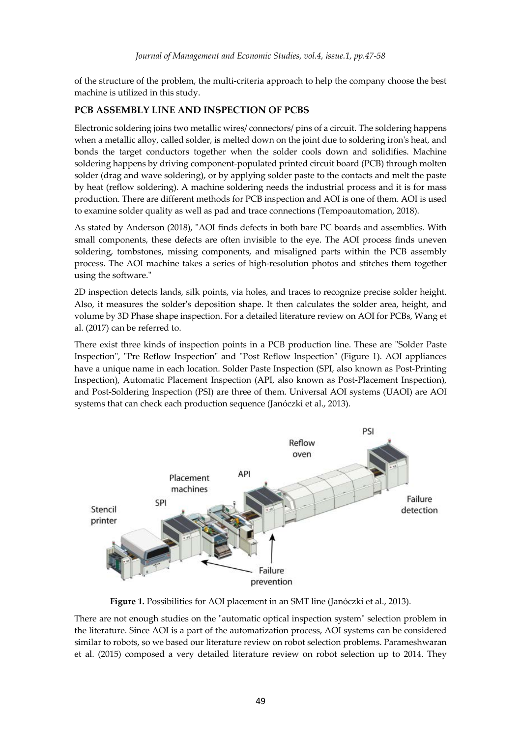of the structure of the problem, the multi-criteria approach to help the company choose the best machine is utilized in this study.

## PCB ASSEMBLY LINE AND INSPECTION OF PCBS

Electronic soldering joins two metallic wires/ connectors/ pins of a circuit. The soldering happens when a metallic alloy, called solder, is melted down on the joint due to soldering iron's heat, and bonds the target conductors together when the solder cools down and solidifies. Machine soldering happens by driving component-populated printed circuit board (PCB) through molten solder (drag and wave soldering), or by applying solder paste to the contacts and melt the paste by heat (reflow soldering). A machine soldering needs the industrial process and it is for mass production. There are different methods for PCB inspection and AOI is one of them. AOI is used to examine solder quality as well as pad and trace connections (Tempoautomation, 2018).

As stated by Anderson (2018), "AOI finds defects in both bare PC boards and assemblies. With small components, these defects are often invisible to the eye. The AOI process finds uneven soldering, tombstones, missing components, and misaligned parts within the PCB assembly process. The AOI machine takes a series of high-resolution photos and stitches them together using the software."

2D inspection detects lands, silk points, via holes, and traces to recognize precise solder height. Also, it measures the solder's deposition shape. It then calculates the solder area, height, and volume by 3D Phase shape inspection. For a detailed literature review on AOI for PCBs, Wang et al. (2017) can be referred to.

There exist three kinds of inspection points in a PCB production line. These are "Solder Paste Inspection", "Pre Reflow Inspection" and "Post Reflow Inspection" (Figure 1). AOI appliances have a unique name in each location. Solder Paste Inspection (SPI, also known as Post-Printing Inspection), Automatic Placement Inspection (API, also known as Post-Placement Inspection), and Post-Soldering Inspection (PSI) are three of them. Universal AOI systems (UAOI) are AOI systems that can check each production sequence (Janóczki et al., 2013).

**Figure 1.** Possibilities for AOI placement in an SMT line (Janóczki et al., 2013).

There are not enough studies on the "automatic optical inspection system" selection problem in the literature. Since AOI is a part of the automatization process, AOI systems can be considered similar to robots, so we based our literature review on robot selection problems. Parameshwaran et al. (2015) composed a very detailed literature review on robot selection up to 2014. They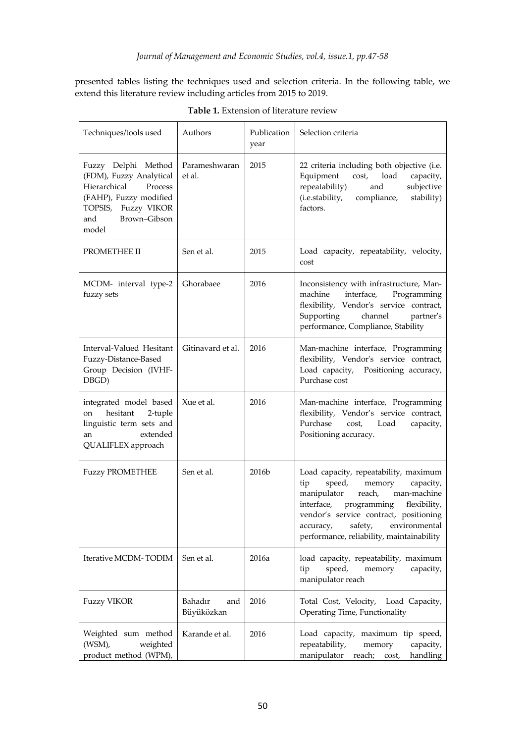presented tables listing the techniques used and selection criteria. In the following table, we extend this literature review including articles from 2015 to 2019.

**Table 1.** Extension of literature review

| Techniques/tools used | Authors | Publication year | Selection criteria |
|---|---|---|---|
| Fuzzy Delphi Method (FDM), Fuzzy Analytical Hierarchical Process (FAHP), Fuzzy modified TOPSIS, Fuzzy VIKOR and Brown–Gibson model | Parameshwaran et al. | 2015 | 22 criteria including both objective (i.e. Equipment cost, load capacity, repeatability) and subjective (i.e.stability, compliance, stability) factors. |
| PROMETHEE II | Sen et al. | 2015 | Load capacity, repeatability, velocity, cost |
| MCDM- interval type-2 fuzzy sets | Ghorabaee | 2016 | Inconsistency with infrastructure, Man-machine interface, Programming flexibility, Vendor's service contract, Supporting channel partner's performance, Compliance, Stability |
| Interval-Valued Hesitant Fuzzy-Distance-Based Group Decision (IVHF-DBGD) | Gitinavard et al. | 2016 | Man-machine interface, Programming flexibility, Vendor's service contract, Load capacity, Positioning accuracy, Purchase cost |
| integrated model based on hesitant 2-tuple linguistic term sets and an extended QUALIFLEX approach | Xue et al. | 2016 | Man-machine interface, Programming flexibility, Vendor's service contract, Purchase cost, Load capacity, Positioning accuracy. |
| Fuzzy PROMETHEE | Sen et al. | 2016b | Load capacity, repeatability, maximum tip speed, memory capacity, manipulator reach, man-machine interface, programming flexibility, vendor's service contract, positioning accuracy, safety, environmental performance, reliability, maintainability |
| Iterative MCDM- TODIM | Sen et al. | 2016a | load capacity, repeatability, maximum tip speed, memory capacity, manipulator reach |
| Fuzzy VIKOR | Bahadır and Büyüközkan | 2016 | Total Cost, Velocity, Load Capacity, Operating Time, Functionality |
| Weighted sum method (WSM), weighted product method (WPM), | Karande et al. | 2016 | Load capacity, maximum tip speed, repeatability, memory capacity, manipulator reach; cost, handling |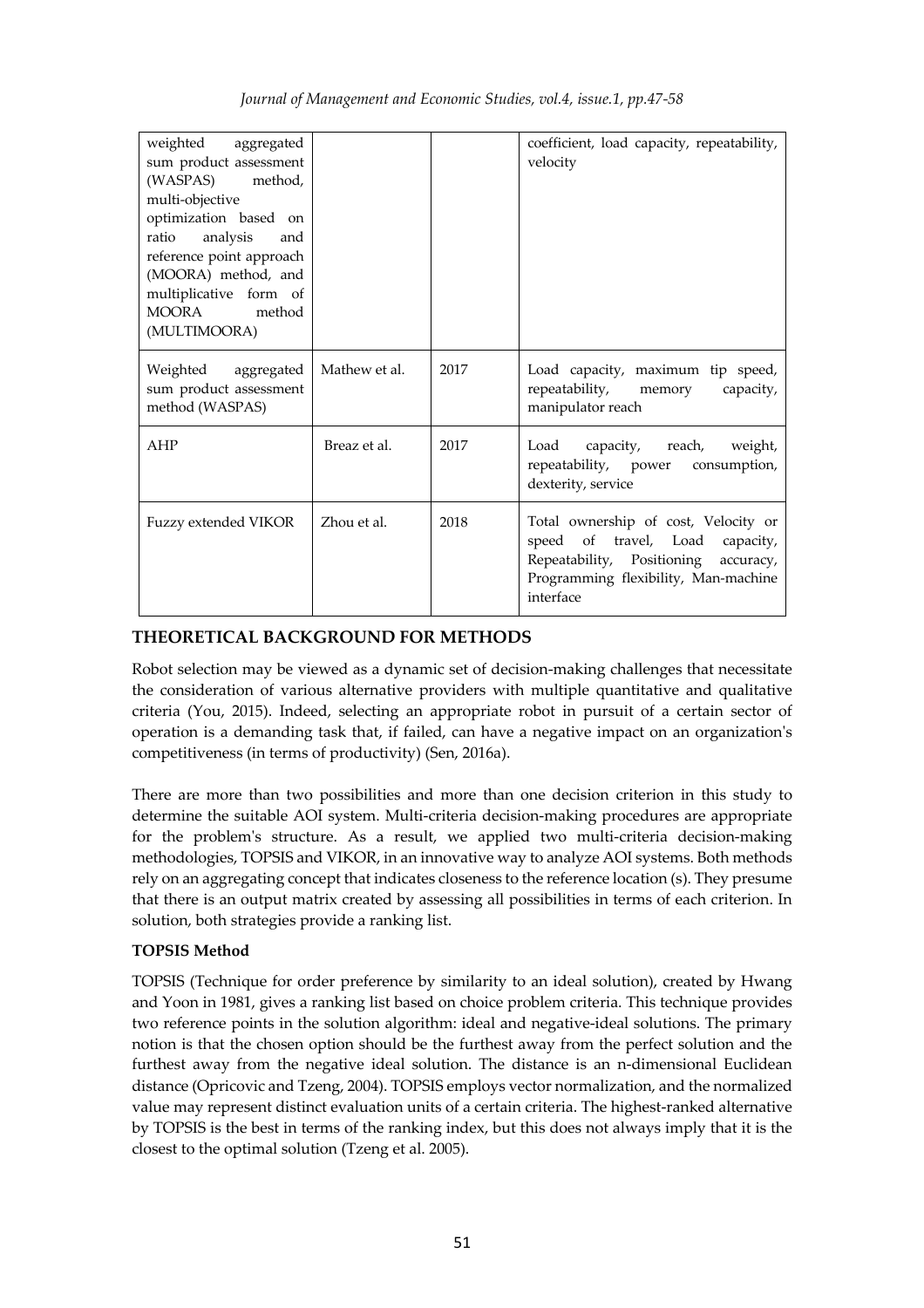| | | | |
|---|---|---|---|
| weighted aggregated sum product assessment (WASPAS) method, multi-objective optimization based on ratio analysis and reference point approach (MOORA) method, and multiplicative form of MOORA method (MULTIMOORA) | | | coefficient, load capacity, repeatability, velocity |
| Weighted aggregated sum product assessment method (WASPAS) | Mathew et al. | 2017 | Load capacity, maximum tip speed, repeatability, memory capacity, manipulator reach |
| AHP | Breaz et al. | 2017 | Load capacity, reach, weight, repeatability, power consumption, dexterity, service |
| Fuzzy extended VIKOR | Zhou et al. | 2018 | Total ownership of cost, Velocity or speed of travel, Load capacity, Repeatability, Positioning accuracy, Programming flexibility, Man-machine interface |

## THEORETICAL BACKGROUND FOR METHODS

Robot selection may be viewed as a dynamic set of decision-making challenges that necessitate the consideration of various alternative providers with multiple quantitative and qualitative criteria (You, 2015). Indeed, selecting an appropriate robot in pursuit of a certain sector of operation is a demanding task that, if failed, can have a negative impact on an organization's competitiveness (in terms of productivity) (Sen, 2016a).

There are more than two possibilities and more than one decision criterion in this study to determine the suitable AOI system. Multi-criteria decision-making procedures are appropriate for the problem's structure. As a result, we applied two multi-criteria decision-making methodologies, TOPSIS and VIKOR, in an innovative way to analyze AOI systems. Both methods rely on an aggregating concept that indicates closeness to the reference location (s). They presume that there is an output matrix created by assessing all possibilities in terms of each criterion. In solution, both strategies provide a ranking list.

### TOPSIS Method

TOPSIS (Technique for order preference by similarity to an ideal solution), created by Hwang and Yoon in 1981, gives a ranking list based on choice problem criteria. This technique provides two reference points in the solution algorithm: ideal and negative-ideal solutions. The primary notion is that the chosen option should be the furthest away from the perfect solution and the furthest away from the negative ideal solution. The distance is an n-dimensional Euclidean distance (Opricovic and Tzeng, 2004). TOPSIS employs vector normalization, and the normalized value may represent distinct evaluation units of a certain criteria. The highest-ranked alternative by TOPSIS is the best in terms of the ranking index, but this does not always imply that it is the closest to the optimal solution (Tzeng et al. 2005).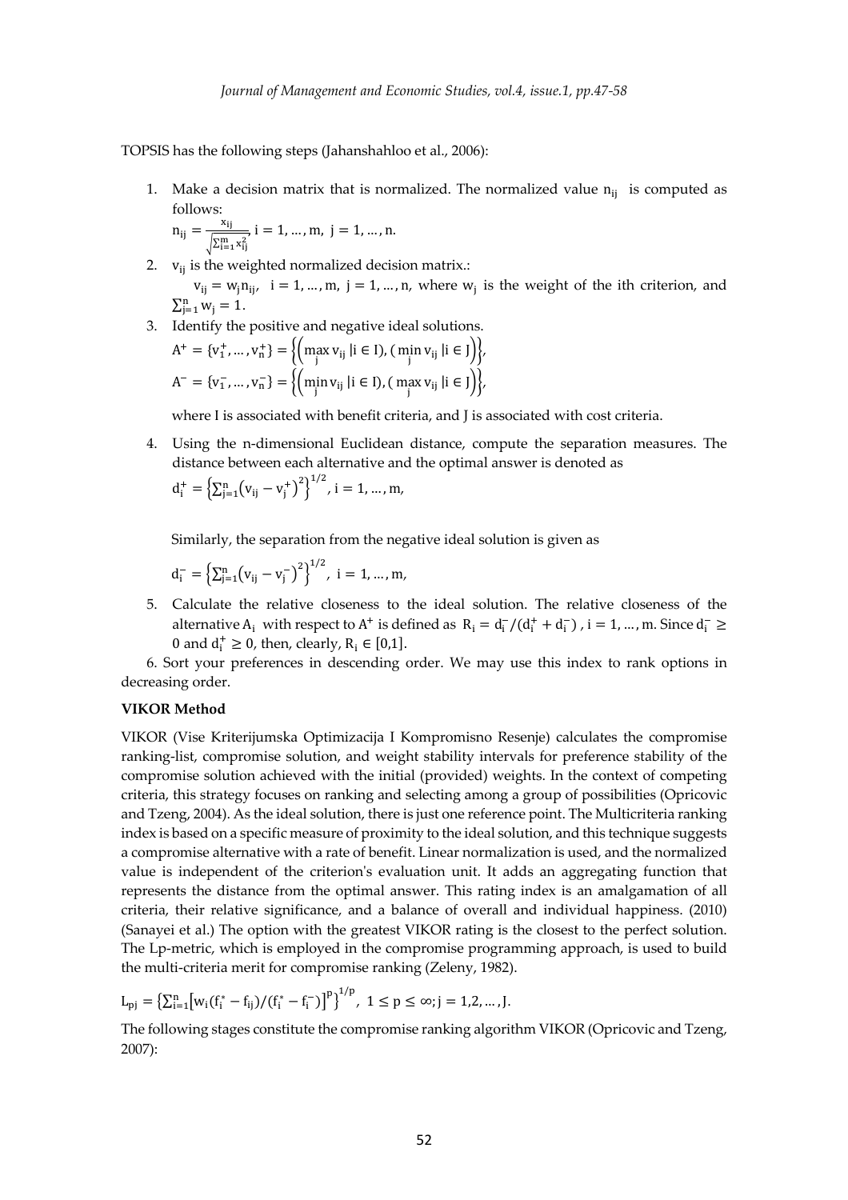TOPSIS has the following steps (Jahanshahloo et al., 2006):

1. Make a decision matrix that is normalized. The normalized value $n_{ij}$ is computed as follows:

   $n_{ij} = \frac{x_{ij}}{\sqrt{\sum_{i=1}^{m} x_{ij}^2}}$, $i = 1, \dots, m,\ j = 1, \dots, n.$

2. $v_{ij}$ is the weighted normalized decision matrix.:

   $v_{ij} = w_j n_{ij},\ \ i = 1, \dots, m,\ j = 1, \dots, n,$ where $w_j$ is the weight of the ith criterion, and $\sum_{j=1}^{n} w_j = 1.$

3. Identify the positive and negative ideal solutions.

   $A^+ = \{v_1^+, \dots, v_n^+\} = \left\{\left(\max_j v_{ij}\ |i \in I\right), \left(\min_j v_{ij}\ |i \in J\right)\right\},$

   $A^- = \{v_1^-, \dots, v_n^-\} = \left\{\left(\min_j v_{ij}\ |i \in I\right), \left(\max_j v_{ij}\ |i \in J\right)\right\},$

   where I is associated with benefit criteria, and J is associated with cost criteria.

4. Using the n-dimensional Euclidean distance, compute the separation measures. The distance between each alternative and the optimal answer is denoted as

   $d_i^+ = \left\{\sum_{j=1}^{n} \left(v_{ij} - v_j^+\right)^2\right\}^{1/2}, i = 1, \dots, m,$

   Similarly, the separation from the negative ideal solution is given as

   $d_i^- = \left\{\sum_{j=1}^{n} \left(v_{ij} - v_j^-\right)^2\right\}^{1/2},\ i = 1, \dots, m,$

5. Calculate the relative closeness to the ideal solution. The relative closeness of the alternative $A_i$ with respect to $A^+$ is defined as $R_i = d_i^- / (d_i^+ + d_i^-)$ , $i = 1, \dots, m$. Since $d_i^- \geq 0$ and $d_i^+ \geq 0$, then, clearly, $R_i \in [0,1]$.

6. Sort your preferences in descending order. We may use this index to rank options in decreasing order.

**VIKOR Method**

VIKOR (Vise Kriterijumska Optimizacija I Kompromisno Resenje) calculates the compromise ranking-list, compromise solution, and weight stability intervals for preference stability of the compromise solution achieved with the initial (provided) weights. In the context of competing criteria, this strategy focuses on ranking and selecting among a group of possibilities (Opricovic and Tzeng, 2004). As the ideal solution, there is just one reference point. The Multicriteria ranking index is based on a specific measure of proximity to the ideal solution, and this technique suggests a compromise alternative with a rate of benefit. Linear normalization is used, and the normalized value is independent of the criterion's evaluation unit. It adds an aggregating function that represents the distance from the optimal answer. This rating index is an amalgamation of all criteria, their relative significance, and a balance of overall and individual happiness. (2010) (Sanayei et al.) The option with the greatest VIKOR rating is the closest to the perfect solution. The Lp-metric, which is employed in the compromise programming approach, is used to build the multi-criteria merit for compromise ranking (Zeleny, 1982).

$L_{pj} = \left\{\sum_{i=1}^{n} \left[w_i (f_i^* - f_{ij}) / (f_i^* - f_i^-)\right]^p\right\}^{1/p},\ 1 \leq p \leq \infty; j = 1,2, \dots, J.$

The following stages constitute the compromise ranking algorithm VIKOR (Opricovic and Tzeng, 2007):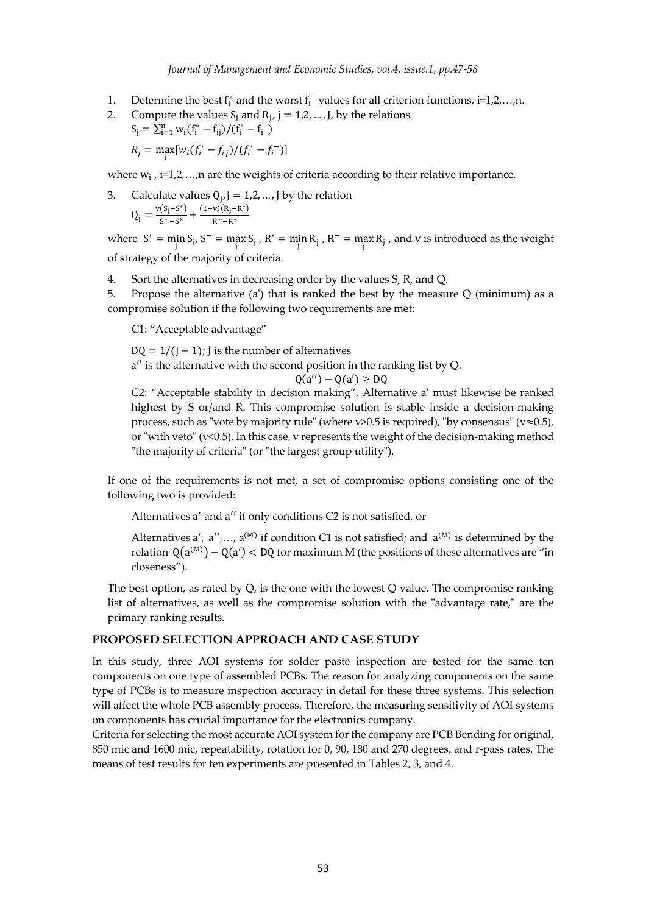1. Determine the best $f_i^*$ and the worst $f_i^-$ values for all criterion functions, i=1,2,…,n.
2. Compute the values $S_j$ and $R_j$, $j = 1,2, ..., J$, by the relations

   $$S_j = \sum_{i=1}^{n} w_i(f_i^* - f_{ij})/(f_i^* - f_i^-)$$

   $$R_j = \max_i [w_i(f_i^* - f_{ij})/(f_i^* - f_i^-)]$$

where $w_i$ , i=1,2,…,n are the weights of criteria according to their relative importance.

3. Calculate values $Q_j$, $j = 1,2, ..., J$ by the relation

   $$Q_j = \frac{v(S_j - S^*)}{S^- - S^*} + \frac{(1-v)(R_j - R^*)}{R^- - R^*}$$

where $S^* = \min_j S_j$, $S^- = \max_j S_j$ , $R^* = \min_j R_j$ , $R^- = \max_j R_j$ , and v is introduced as the weight of strategy of the majority of criteria.

4. Sort the alternatives in decreasing order by the values S, R, and Q.
5. Propose the alternative (a') that is ranked the best by the measure Q (minimum) as a compromise solution if the following two requirements are met:

   C1: "Acceptable advantage"

   $DQ = 1/(J - 1)$; J is the number of alternatives

   $a''$ is the alternative with the second position in the ranking list by Q.

   $$Q(a'') - Q(a') \geq DQ$$

   C2: "Acceptable stability in decision making". Alternative a' must likewise be ranked highest by S or/and R. This compromise solution is stable inside a decision-making process, such as "vote by majority rule" (where $v>0.5$ is required), "by consensus" ($v\approx0.5$), or "with veto" ($v<0.5$). In this case, v represents the weight of the decision-making method "the majority of criteria" (or "the largest group utility").

If one of the requirements is not met, a set of compromise options consisting one of the following two is provided:

Alternatives $a'$ and $a''$ if only conditions C2 is not satisfied, or

Alternatives $a'$, $a''$,…, $a^{(M)}$ if condition C1 is not satisfied; and $a^{(M)}$ is determined by the relation $Q(a^{(M)}) - Q(a') < DQ$ for maximum M (the positions of these alternatives are "in closeness").

The best option, as rated by Q, is the one with the lowest Q value. The compromise ranking list of alternatives, as well as the compromise solution with the "advantage rate," are the primary ranking results.

## PROPOSED SELECTION APPROACH AND CASE STUDY

In this study, three AOI systems for solder paste inspection are tested for the same ten components on one type of assembled PCBs. The reason for analyzing components on the same type of PCBs is to measure inspection accuracy in detail for these three systems. This selection will affect the whole PCB assembly process. Therefore, the measuring sensitivity of AOI systems on components has crucial importance for the electronics company.

Criteria for selecting the most accurate AOI system for the company are PCB Bending for original, 850 mic and 1600 mic, repeatability, rotation for 0, 90, 180 and 270 degrees, and r-pass rates. The means of test results for ten experiments are presented in Tables 2, 3, and 4.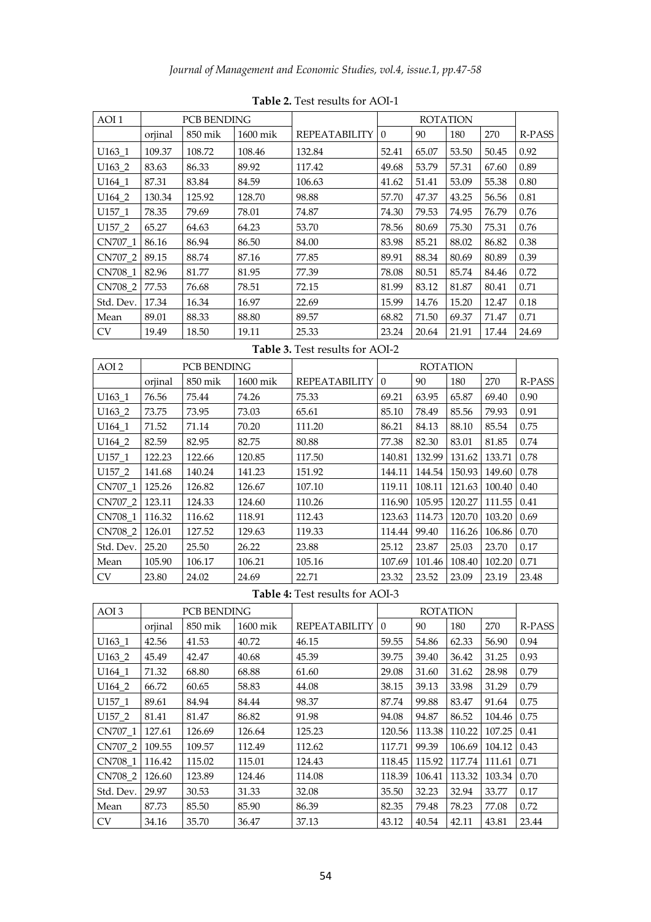**Table 2.** Test results for AOI-1

| AOI 1 | PCB BENDING | | | | ROTATION | | | | |
|---|---|---|---|---|---|---|---|---|---|
| | orjinal | 850 mik | 1600 mik | REPEATABILITY | 0 | 90 | 180 | 270 | R-PASS |
| U163_1 | 109.37 | 108.72 | 108.46 | 132.84 | 52.41 | 65.07 | 53.50 | 50.45 | 0.92 |
| U163_2 | 83.63 | 86.33 | 89.92 | 117.42 | 49.68 | 53.79 | 57.31 | 67.60 | 0.89 |
| U164_1 | 87.31 | 83.84 | 84.59 | 106.63 | 41.62 | 51.41 | 53.09 | 55.38 | 0.80 |
| U164_2 | 130.34 | 125.92 | 128.70 | 98.88 | 57.70 | 47.37 | 43.25 | 56.56 | 0.81 |
| U157_1 | 78.35 | 79.69 | 78.01 | 74.87 | 74.30 | 79.53 | 74.95 | 76.79 | 0.76 |
| U157_2 | 65.27 | 64.63 | 64.23 | 53.70 | 78.56 | 80.69 | 75.30 | 75.31 | 0.76 |
| CN707_1 | 86.16 | 86.94 | 86.50 | 84.00 | 83.98 | 85.21 | 88.02 | 86.82 | 0.38 |
| CN707_2 | 89.15 | 88.74 | 87.16 | 77.85 | 89.91 | 88.34 | 80.69 | 80.89 | 0.39 |
| CN708_1 | 82.96 | 81.77 | 81.95 | 77.39 | 78.08 | 80.51 | 85.74 | 84.46 | 0.72 |
| CN708_2 | 77.53 | 76.68 | 78.51 | 72.15 | 81.99 | 83.12 | 81.87 | 80.41 | 0.71 |
| Std. Dev. | 17.34 | 16.34 | 16.97 | 22.69 | 15.99 | 14.76 | 15.20 | 12.47 | 0.18 |
| Mean | 89.01 | 88.33 | 88.80 | 89.57 | 68.82 | 71.50 | 69.37 | 71.47 | 0.71 |
| CV | 19.49 | 18.50 | 19.11 | 25.33 | 23.24 | 20.64 | 21.91 | 17.44 | 24.69 |

**Table 3.** Test results for AOI-2

| AOI 2 | PCB BENDING | | | | ROTATION | | | | |
|---|---|---|---|---|---|---|---|---|---|
| | orjinal | 850 mik | 1600 mik | REPEATABILITY | 0 | 90 | 180 | 270 | R-PASS |
| U163_1 | 76.56 | 75.44 | 74.26 | 75.33 | 69.21 | 63.95 | 65.87 | 69.40 | 0.90 |
| U163_2 | 73.75 | 73.95 | 73.03 | 65.61 | 85.10 | 78.49 | 85.56 | 79.93 | 0.91 |
| U164_1 | 71.52 | 71.14 | 70.20 | 111.20 | 86.21 | 84.13 | 88.10 | 85.54 | 0.75 |
| U164_2 | 82.59 | 82.95 | 82.75 | 80.88 | 77.38 | 82.30 | 83.01 | 81.85 | 0.74 |
| U157_1 | 122.23 | 122.66 | 120.85 | 117.50 | 140.81 | 132.99 | 131.62 | 133.71 | 0.78 |
| U157_2 | 141.68 | 140.24 | 141.23 | 151.92 | 144.11 | 144.54 | 150.93 | 149.60 | 0.78 |
| CN707_1 | 125.26 | 126.82 | 126.67 | 107.10 | 119.11 | 108.11 | 121.63 | 100.40 | 0.40 |
| CN707_2 | 123.11 | 124.33 | 124.60 | 110.26 | 116.90 | 105.95 | 120.27 | 111.55 | 0.41 |
| CN708_1 | 116.32 | 116.62 | 118.91 | 112.43 | 123.63 | 114.73 | 120.70 | 103.20 | 0.69 |
| CN708_2 | 126.01 | 127.52 | 129.63 | 119.33 | 114.44 | 99.40 | 116.26 | 106.86 | 0.70 |
| Std. Dev. | 25.20 | 25.50 | 26.22 | 23.88 | 25.12 | 23.87 | 25.03 | 23.70 | 0.17 |
| Mean | 105.90 | 106.17 | 106.21 | 105.16 | 107.69 | 101.46 | 108.40 | 102.20 | 0.71 |
| CV | 23.80 | 24.02 | 24.69 | 22.71 | 23.32 | 23.52 | 23.09 | 23.19 | 23.48 |

**Table 4:** Test results for AOI-3

| AOI 3 | PCB BENDING | | | | ROTATION | | | | |
|---|---|---|---|---|---|---|---|---|---|
| | orjinal | 850 mik | 1600 mik | REPEATABILITY | 0 | 90 | 180 | 270 | R-PASS |
| U163_1 | 42.56 | 41.53 | 40.72 | 46.15 | 59.55 | 54.86 | 62.33 | 56.90 | 0.94 |
| U163_2 | 45.49 | 42.47 | 40.68 | 45.39 | 39.75 | 39.40 | 36.42 | 31.25 | 0.93 |
| U164_1 | 71.32 | 68.80 | 68.88 | 61.60 | 29.08 | 31.60 | 31.62 | 28.98 | 0.79 |
| U164_2 | 66.72 | 60.65 | 58.83 | 44.08 | 38.15 | 39.13 | 33.98 | 31.29 | 0.79 |
| U157_1 | 89.61 | 84.94 | 84.44 | 98.37 | 87.74 | 99.88 | 83.47 | 91.64 | 0.75 |
| U157_2 | 81.41 | 81.47 | 86.82 | 91.98 | 94.08 | 94.87 | 86.52 | 104.46 | 0.75 |
| CN707_1 | 127.61 | 126.69 | 126.64 | 125.23 | 120.56 | 113.38 | 110.22 | 107.25 | 0.41 |
| CN707_2 | 109.55 | 109.57 | 112.49 | 112.62 | 117.71 | 99.39 | 106.69 | 104.12 | 0.43 |
| CN708_1 | 116.42 | 115.02 | 115.01 | 124.43 | 118.45 | 115.92 | 117.74 | 111.61 | 0.71 |
| CN708_2 | 126.60 | 123.89 | 124.46 | 114.08 | 118.39 | 106.41 | 113.32 | 103.34 | 0.70 |
| Std. Dev. | 29.97 | 30.53 | 31.33 | 32.08 | 35.50 | 32.23 | 32.94 | 33.77 | 0.17 |
| Mean | 87.73 | 85.50 | 85.90 | 86.39 | 82.35 | 79.48 | 78.23 | 77.08 | 0.72 |
| CV | 34.16 | 35.70 | 36.47 | 37.13 | 43.12 | 40.54 | 42.11 | 43.81 | 23.44 |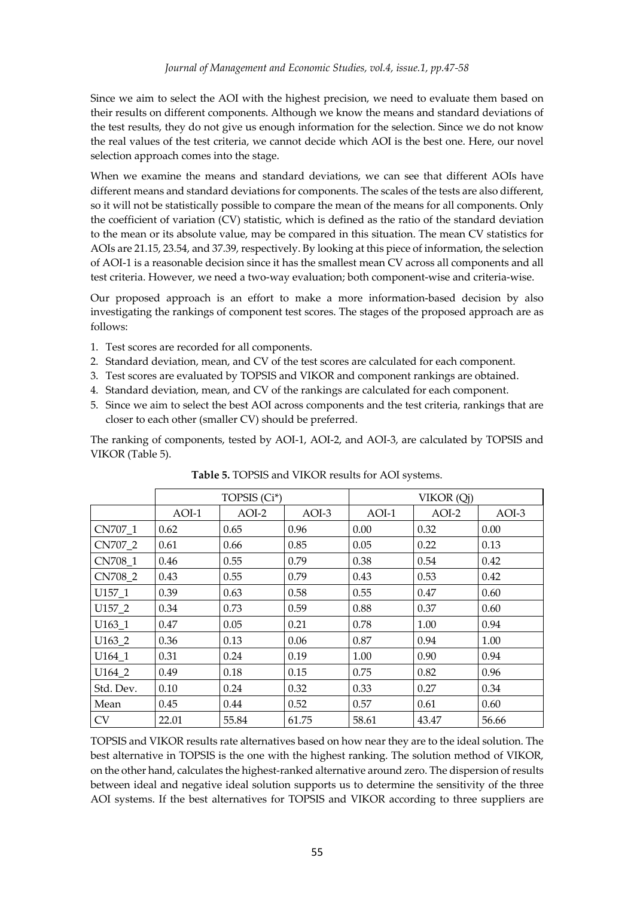Since we aim to select the AOI with the highest precision, we need to evaluate them based on their results on different components. Although we know the means and standard deviations of the test results, they do not give us enough information for the selection. Since we do not know the real values of the test criteria, we cannot decide which AOI is the best one. Here, our novel selection approach comes into the stage.

When we examine the means and standard deviations, we can see that different AOIs have different means and standard deviations for components. The scales of the tests are also different, so it will not be statistically possible to compare the mean of the means for all components. Only the coefficient of variation (CV) statistic, which is defined as the ratio of the standard deviation to the mean or its absolute value, may be compared in this situation. The mean CV statistics for AOIs are 21.15, 23.54, and 37.39, respectively. By looking at this piece of information, the selection of AOI-1 is a reasonable decision since it has the smallest mean CV across all components and all test criteria. However, we need a two-way evaluation; both component-wise and criteria-wise.

Our proposed approach is an effort to make a more information-based decision by also investigating the rankings of component test scores. The stages of the proposed approach are as follows:

1. Test scores are recorded for all components.
2. Standard deviation, mean, and CV of the test scores are calculated for each component.
3. Test scores are evaluated by TOPSIS and VIKOR and component rankings are obtained.
4. Standard deviation, mean, and CV of the rankings are calculated for each component.
5. Since we aim to select the best AOI across components and the test criteria, rankings that are closer to each other (smaller CV) should be preferred.

The ranking of components, tested by AOI-1, AOI-2, and AOI-3, are calculated by TOPSIS and VIKOR (Table 5).

**Table 5.** TOPSIS and VIKOR results for AOI systems.

| | TOPSIS (Ci*) | | | VIKOR (Qj) | | |
|---|---|---|---|---|---|---|
| | AOI-1 | AOI-2 | AOI-3 | AOI-1 | AOI-2 | AOI-3 |
| CN707_1 | 0.62 | 0.65 | 0.96 | 0.00 | 0.32 | 0.00 |
| CN707_2 | 0.61 | 0.66 | 0.85 | 0.05 | 0.22 | 0.13 |
| CN708_1 | 0.46 | 0.55 | 0.79 | 0.38 | 0.54 | 0.42 |
| CN708_2 | 0.43 | 0.55 | 0.79 | 0.43 | 0.53 | 0.42 |
| U157_1 | 0.39 | 0.63 | 0.58 | 0.55 | 0.47 | 0.60 |
| U157_2 | 0.34 | 0.73 | 0.59 | 0.88 | 0.37 | 0.60 |
| U163_1 | 0.47 | 0.05 | 0.21 | 0.78 | 1.00 | 0.94 |
| U163_2 | 0.36 | 0.13 | 0.06 | 0.87 | 0.94 | 1.00 |
| U164_1 | 0.31 | 0.24 | 0.19 | 1.00 | 0.90 | 0.94 |
| U164_2 | 0.49 | 0.18 | 0.15 | 0.75 | 0.82 | 0.96 |
| Std. Dev. | 0.10 | 0.24 | 0.32 | 0.33 | 0.27 | 0.34 |
| Mean | 0.45 | 0.44 | 0.52 | 0.57 | 0.61 | 0.60 |
| CV | 22.01 | 55.84 | 61.75 | 58.61 | 43.47 | 56.66 |

TOPSIS and VIKOR results rate alternatives based on how near they are to the ideal solution. The best alternative in TOPSIS is the one with the highest ranking. The solution method of VIKOR, on the other hand, calculates the highest-ranked alternative around zero. The dispersion of results between ideal and negative ideal solution supports us to determine the sensitivity of the three AOI systems. If the best alternatives for TOPSIS and VIKOR according to three suppliers are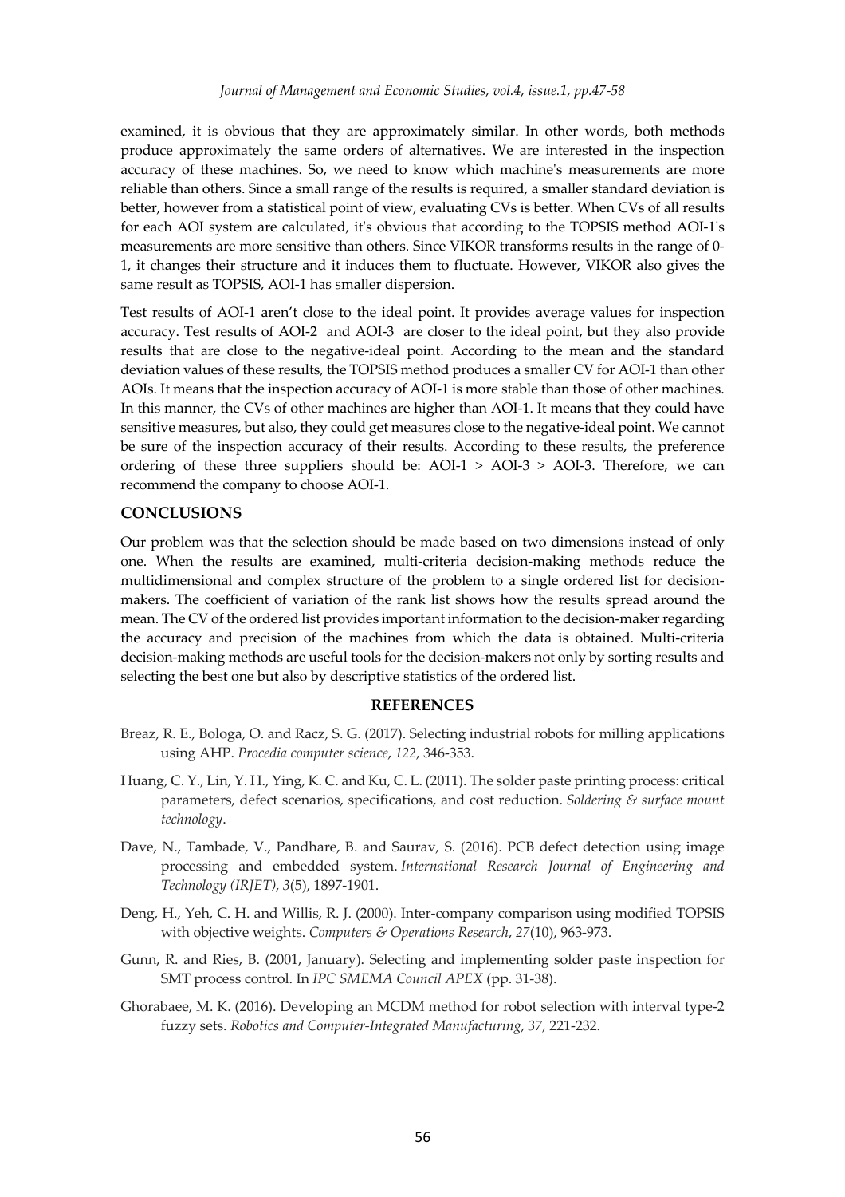examined, it is obvious that they are approximately similar. In other words, both methods produce approximately the same orders of alternatives. We are interested in the inspection accuracy of these machines. So, we need to know which machine's measurements are more reliable than others. Since a small range of the results is required, a smaller standard deviation is better, however from a statistical point of view, evaluating CVs is better. When CVs of all results for each AOI system are calculated, it's obvious that according to the TOPSIS method AOI-1's measurements are more sensitive than others. Since VIKOR transforms results in the range of 0-1, it changes their structure and it induces them to fluctuate. However, VIKOR also gives the same result as TOPSIS, AOI-1 has smaller dispersion.

Test results of AOI-1 aren't close to the ideal point. It provides average values for inspection accuracy. Test results of AOI-2 and AOI-3 are closer to the ideal point, but they also provide results that are close to the negative-ideal point. According to the mean and the standard deviation values of these results, the TOPSIS method produces a smaller CV for AOI-1 than other AOIs. It means that the inspection accuracy of AOI-1 is more stable than those of other machines. In this manner, the CVs of other machines are higher than AOI-1. It means that they could have sensitive measures, but also, they could get measures close to the negative-ideal point. We cannot be sure of the inspection accuracy of their results. According to these results, the preference ordering of these three suppliers should be: AOI-1 > AOI-3 > AOI-3. Therefore, we can recommend the company to choose AOI-1.

## CONCLUSIONS

Our problem was that the selection should be made based on two dimensions instead of only one. When the results are examined, multi-criteria decision-making methods reduce the multidimensional and complex structure of the problem to a single ordered list for decision-makers. The coefficient of variation of the rank list shows how the results spread around the mean. The CV of the ordered list provides important information to the decision-maker regarding the accuracy and precision of the machines from which the data is obtained. Multi-criteria decision-making methods are useful tools for the decision-makers not only by sorting results and selecting the best one but also by descriptive statistics of the ordered list.

## REFERENCES

Breaz, R. E., Bologa, O. and Racz, S. G. (2017). Selecting industrial robots for milling applications using AHP. *Procedia computer science*, *122*, 346-353.

Huang, C. Y., Lin, Y. H., Ying, K. C. and Ku, C. L. (2011). The solder paste printing process: critical parameters, defect scenarios, specifications, and cost reduction. *Soldering & surface mount technology*.

Dave, N., Tambade, V., Pandhare, B. and Saurav, S. (2016). PCB defect detection using image processing and embedded system. *International Research Journal of Engineering and Technology (IRJET)*, *3*(5), 1897-1901.

Deng, H., Yeh, C. H. and Willis, R. J. (2000). Inter-company comparison using modified TOPSIS with objective weights. *Computers & Operations Research*, *27*(10), 963-973.

Gunn, R. and Ries, B. (2001, January). Selecting and implementing solder paste inspection for SMT process control. In *IPC SMEMA Council APEX* (pp. 31-38).

Ghorabaee, M. K. (2016). Developing an MCDM method for robot selection with interval type-2 fuzzy sets. *Robotics and Computer-Integrated Manufacturing*, *37*, 221-232.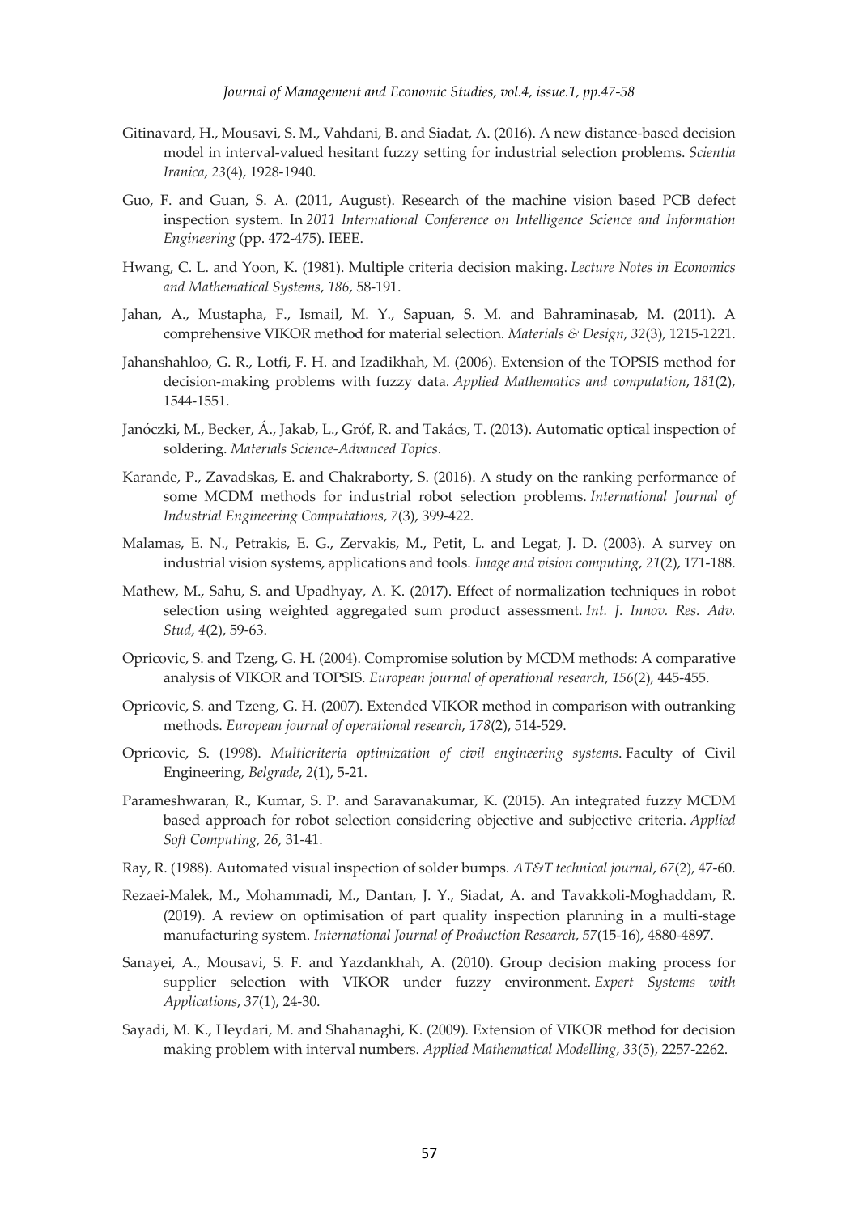Gitinavard, H., Mousavi, S. M., Vahdani, B. and Siadat, A. (2016). A new distance-based decision model in interval-valued hesitant fuzzy setting for industrial selection problems. *Scientia Iranica*, *23*(4), 1928-1940.

Guo, F. and Guan, S. A. (2011, August). Research of the machine vision based PCB defect inspection system. In *2011 International Conference on Intelligence Science and Information Engineering* (pp. 472-475). IEEE.

Hwang, C. L. and Yoon, K. (1981). Multiple criteria decision making. *Lecture Notes in Economics and Mathematical Systems*, *186*, 58-191.

Jahan, A., Mustapha, F., Ismail, M. Y., Sapuan, S. M. and Bahraminasab, M. (2011). A comprehensive VIKOR method for material selection. *Materials & Design*, *32*(3), 1215-1221.

Jahanshahloo, G. R., Lotfi, F. H. and Izadikhah, M. (2006). Extension of the TOPSIS method for decision-making problems with fuzzy data. *Applied Mathematics and computation*, *181*(2), 1544-1551.

Janóczki, M., Becker, Á., Jakab, L., Gróf, R. and Takács, T. (2013). Automatic optical inspection of soldering. *Materials Science-Advanced Topics*.

Karande, P., Zavadskas, E. and Chakraborty, S. (2016). A study on the ranking performance of some MCDM methods for industrial robot selection problems. *International Journal of Industrial Engineering Computations*, *7*(3), 399-422.

Malamas, E. N., Petrakis, E. G., Zervakis, M., Petit, L. and Legat, J. D. (2003). A survey on industrial vision systems, applications and tools. *Image and vision computing*, *21*(2), 171-188.

Mathew, M., Sahu, S. and Upadhyay, A. K. (2017). Effect of normalization techniques in robot selection using weighted aggregated sum product assessment. *Int. J. Innov. Res. Adv. Stud*, *4*(2), 59-63.

Opricovic, S. and Tzeng, G. H. (2004). Compromise solution by MCDM methods: A comparative analysis of VIKOR and TOPSIS. *European journal of operational research*, *156*(2), 445-455.

Opricovic, S. and Tzeng, G. H. (2007). Extended VIKOR method in comparison with outranking methods. *European journal of operational research*, *178*(2), 514-529.

Opricovic, S. (1998). *Multicriteria optimization of civil engineering systems*. Faculty of Civil Engineering, *Belgrade*, *2*(1), 5-21.

Parameshwaran, R., Kumar, S. P. and Saravanakumar, K. (2015). An integrated fuzzy MCDM based approach for robot selection considering objective and subjective criteria. *Applied Soft Computing*, *26*, 31-41.

Ray, R. (1988). Automated visual inspection of solder bumps. *AT&T technical journal*, *67*(2), 47-60.

Rezaei-Malek, M., Mohammadi, M., Dantan, J. Y., Siadat, A. and Tavakkoli-Moghaddam, R. (2019). A review on optimisation of part quality inspection planning in a multi-stage manufacturing system. *International Journal of Production Research*, *57*(15-16), 4880-4897.

Sanayei, A., Mousavi, S. F. and Yazdankhah, A. (2010). Group decision making process for supplier selection with VIKOR under fuzzy environment. *Expert Systems with Applications*, *37*(1), 24-30.

Sayadi, M. K., Heydari, M. and Shahanaghi, K. (2009). Extension of VIKOR method for decision making problem with interval numbers. *Applied Mathematical Modelling*, *33*(5), 2257-2262.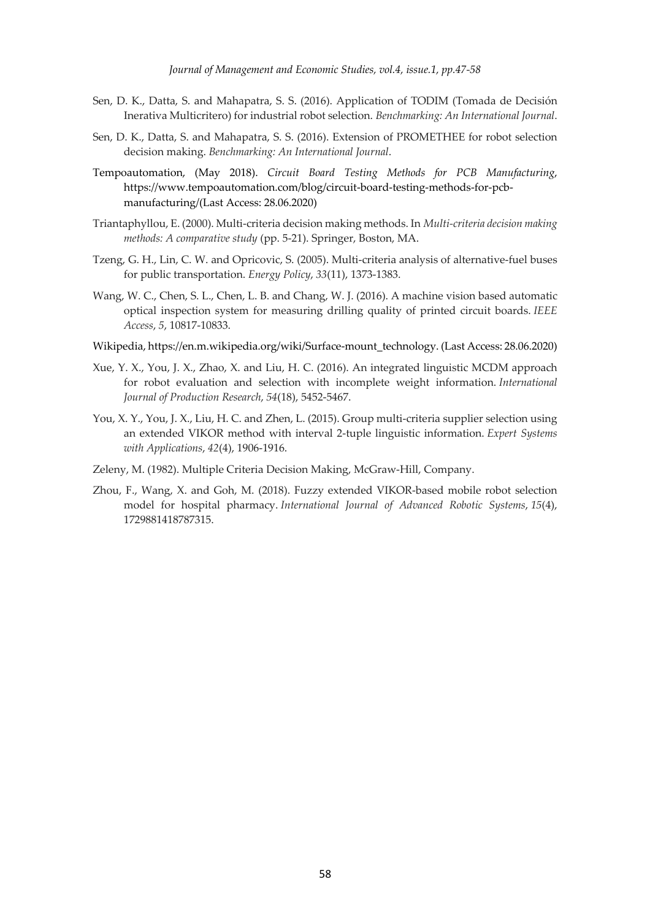Sen, D. K., Datta, S. and Mahapatra, S. S. (2016). Application of TODIM (Tomada de Decisión Inerativa Multicritero) for industrial robot selection. *Benchmarking: An International Journal*.

Sen, D. K., Datta, S. and Mahapatra, S. S. (2016). Extension of PROMETHEE for robot selection decision making. *Benchmarking: An International Journal*.

Tempoautomation, (May 2018). *Circuit Board Testing Methods for PCB Manufacturing*, https://www.tempoautomation.com/blog/circuit-board-testing-methods-for-pcb-manufacturing/(Last Access: 28.06.2020)

Triantaphyllou, E. (2000). Multi-criteria decision making methods. In *Multi-criteria decision making methods: A comparative study* (pp. 5-21). Springer, Boston, MA.

Tzeng, G. H., Lin, C. W. and Opricovic, S. (2005). Multi-criteria analysis of alternative-fuel buses for public transportation. *Energy Policy*, *33*(11), 1373-1383.

Wang, W. C., Chen, S. L., Chen, L. B. and Chang, W. J. (2016). A machine vision based automatic optical inspection system for measuring drilling quality of printed circuit boards. *IEEE Access*, *5*, 10817-10833.

Wikipedia, https://en.m.wikipedia.org/wiki/Surface-mount_technology. (Last Access: 28.06.2020)

Xue, Y. X., You, J. X., Zhao, X. and Liu, H. C. (2016). An integrated linguistic MCDM approach for robot evaluation and selection with incomplete weight information. *International Journal of Production Research*, *54*(18), 5452-5467.

You, X. Y., You, J. X., Liu, H. C. and Zhen, L. (2015). Group multi-criteria supplier selection using an extended VIKOR method with interval 2-tuple linguistic information. *Expert Systems with Applications*, *42*(4), 1906-1916.

Zeleny, M. (1982). Multiple Criteria Decision Making, McGraw-Hill, Company.

Zhou, F., Wang, X. and Goh, M. (2018). Fuzzy extended VIKOR-based mobile robot selection model for hospital pharmacy. *International Journal of Advanced Robotic Systems*, *15*(4), 1729881418787315.